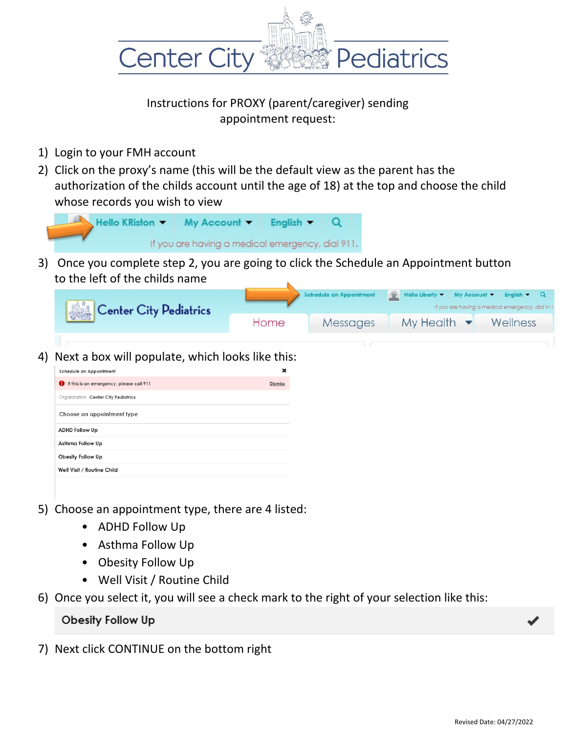# Center City Pediatrics

Instructions for PROXY (parent/caregiver) sending appointment request:

1) Login to your FMH account
2) Click on the proxy's name (this will be the default view as the parent has the authorization of the childs account until the age of 18) at the top and choose the child whose records you wish to view
3) Once you complete step 2, you are going to click the Schedule an Appointment button to the left of the childs name
4) Next a box will populate, which looks like this:
5) Choose an appointment type, there are 4 listed:
   - ADHD Follow Up
   - Asthma Follow Up
   - Obesity Follow Up
   - Well Visit / Routine Child
6) Once you select it, you will see a check mark to the right of your selection like this:
7) Next click CONTINUE on the bottom right

Revised Date: 04/27/2022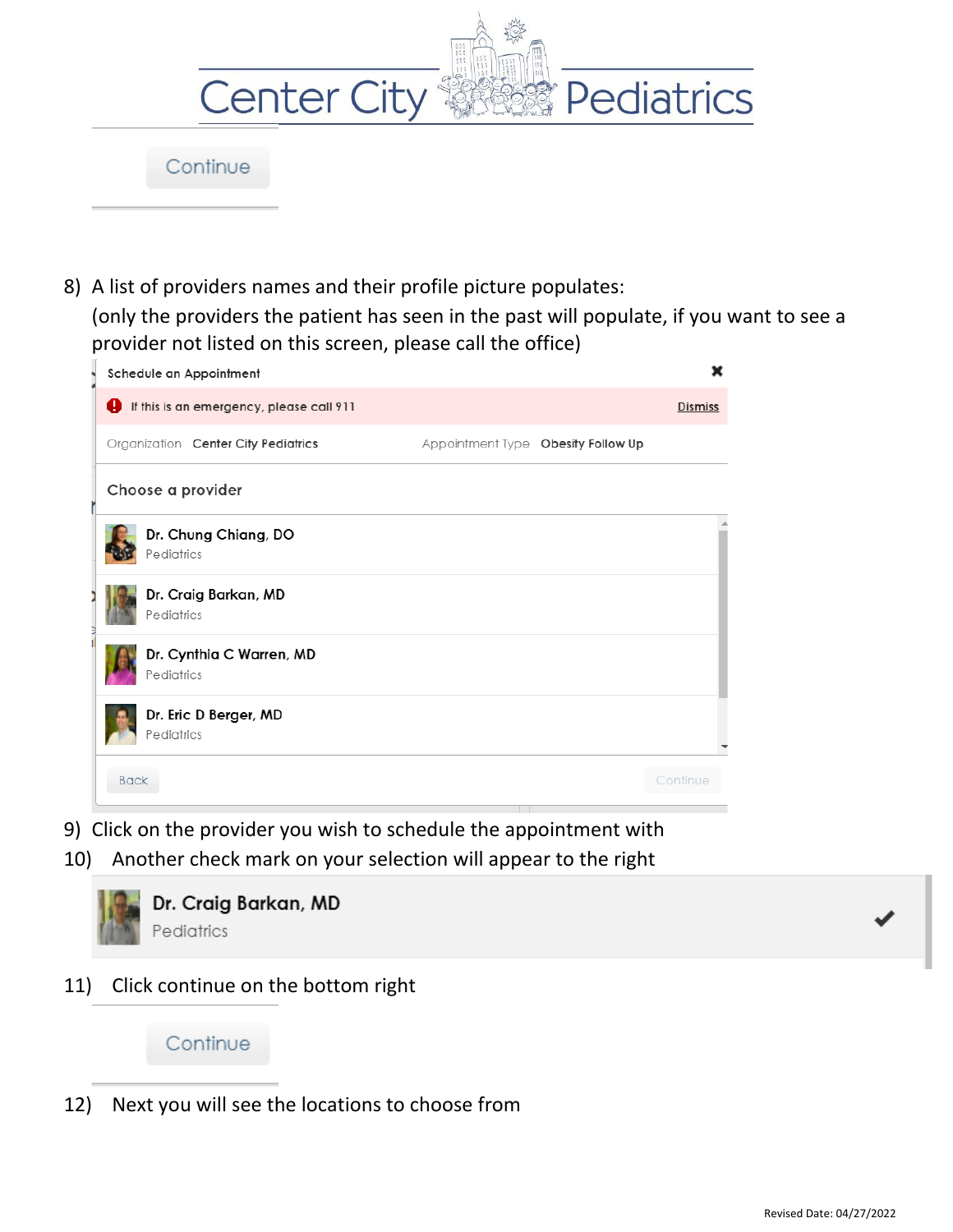# Center City Pediatrics

Continue

8) A list of providers names and their profile picture populates:
(only the providers the patient has seen in the past will populate, if you want to see a provider not listed on this screen, please call the office)

Schedule an Appointment

If this is an emergency, please call 911 Dismiss

Organization Center City Pediatrics Appointment Type Obesity Follow Up

Choose a provider

Dr. Chung Chiang, DO
Pediatrics

Dr. Craig Barkan, MD
Pediatrics

Dr. Cynthia C Warren, MD
Pediatrics

Dr. Eric D Berger, MD
Pediatrics

Back Continue

9) Click on the provider you wish to schedule the appointment with
10) Another check mark on your selection will appear to the right

Dr. Craig Barkan, MD
Pediatrics ✔

11) Click continue on the bottom right

Continue

12) Next you will see the locations to choose from

Revised Date: 04/27/2022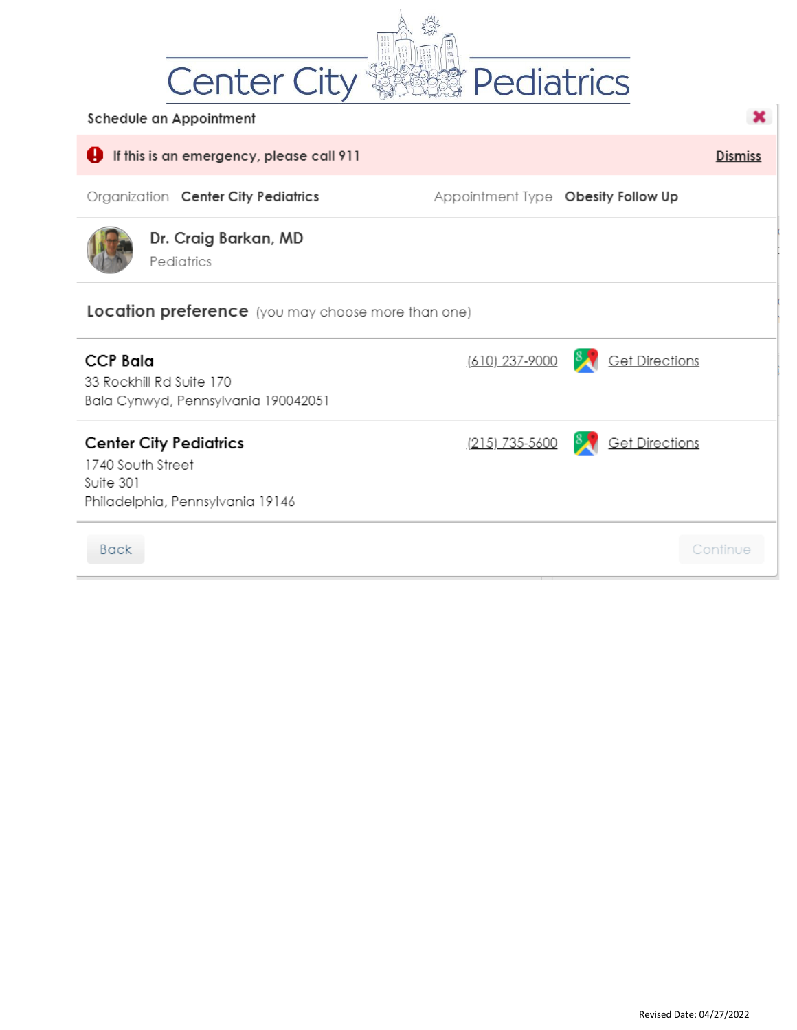# Center City Pediatrics

**Schedule an Appointment**

If this is an emergency, please call 911 — Dismiss

Organization **Center City Pediatrics** Appointment Type **Obesity Follow Up**

**Dr. Craig Barkan, MD**
Pediatrics

**Location preference** (you may choose more than one)

**CCP Bala**
33 Rockhill Rd Suite 170
Bala Cynwyd, Pennsylvania 190042051
(610) 237-9000 Get Directions

**Center City Pediatrics**
1740 South Street
Suite 301
Philadelphia, Pennsylvania 19146
(215) 735-5600 Get Directions

Back Continue

Revised Date: 04/27/2022